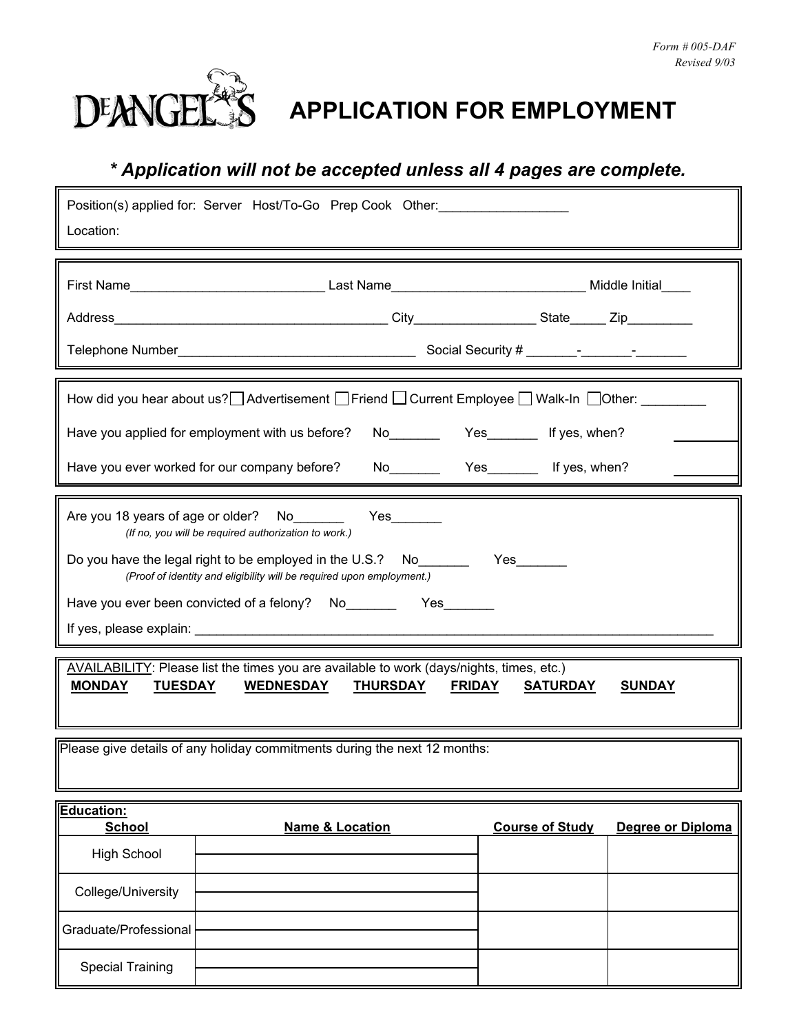Form # 005-DAF
Revised 9/03

DEANGELOS

# APPLICATION FOR EMPLOYMENT

## *\* Application will not be accepted unless all 4 pages are complete.*

Position(s) applied for: Server Host/To-Go Prep Cook Other:__________________

Location:

First Name____________________________ Last Name____________________________ Middle Initial____

Address________________________________________ City_________________ State_____ Zip_________

Telephone Number_________________________________ Social Security # _______-_______-_______

How did you hear about us? ☐ Advertisement ☐ Friend ☐ Current Employee ☐ Walk-In ☐ Other: _________

Have you applied for employment with us before? No_______ Yes_______ If yes, when? _________

Have you ever worked for our company before? No_______ Yes_______ If yes, when? _________

Are you 18 years of age or older? No_______ Yes_______
*(If no, you will be required authorization to work.)*

Do you have the legal right to be employed in the U.S.? No_______ Yes_______
*(Proof of identity and eligibility will be required upon employment.)*

Have you ever been convicted of a felony? No_______ Yes_______

If yes, please explain: ______________________________________________________________________________

AVAILABILITY: Please list the times you are available to work (days/nights, times, etc.)

| **MONDAY** | **TUESDAY** | **WEDNESDAY** | **THURSDAY** | **FRIDAY** | **SATURDAY** | **SUNDAY** |
|---|---|---|---|---|---|---|
| | | | | | | |

Please give details of any holiday commitments during the next 12 months:

**Education:**

| **School** | **Name & Location** | **Course of Study** | **Degree or Diploma** |
|---|---|---|---|
| High School | | | |
| College/University | | | |
| Graduate/Professional | | | |
| Special Training | | | |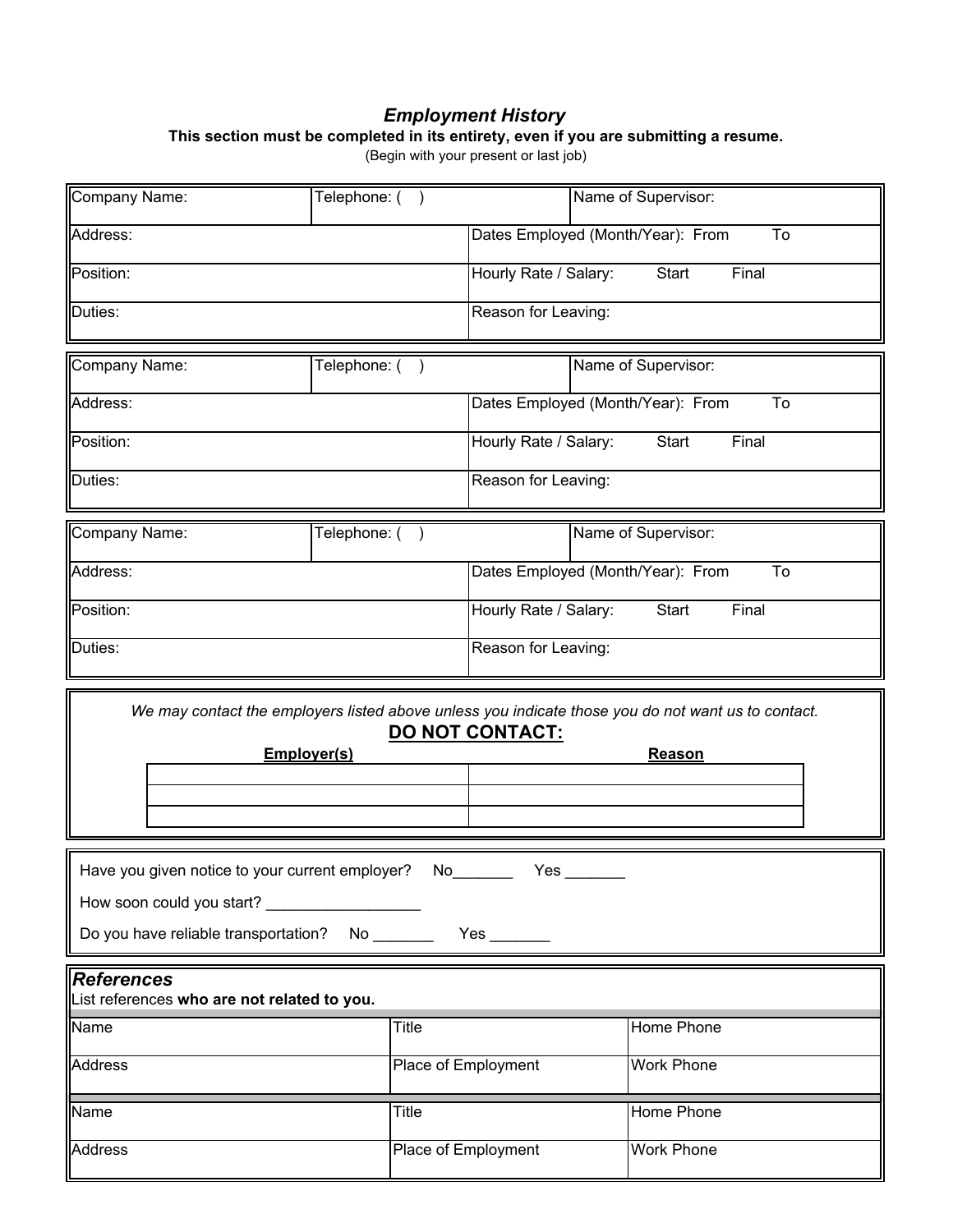## *Employment History*

**This section must be completed in its entirety, even if you are submitting a resume.**

(Begin with your present or last job)

| Company Name: | Telephone: ( ) | Name of Supervisor: |
|---|---|---|
| Address: | Dates Employed (Month/Year): From To | |
| Position: | Hourly Rate / Salary: Start Final | |
| Duties: | Reason for Leaving: | |

| Company Name: | Telephone: ( ) | Name of Supervisor: |
|---|---|---|
| Address: | Dates Employed (Month/Year): From To | |
| Position: | Hourly Rate / Salary: Start Final | |
| Duties: | Reason for Leaving: | |

| Company Name: | Telephone: ( ) | Name of Supervisor: |
|---|---|---|
| Address: | Dates Employed (Month/Year): From To | |
| Position: | Hourly Rate / Salary: Start Final | |
| Duties: | Reason for Leaving: | |

*We may contact the employers listed above unless you indicate those you do not want us to contact.*

**DO NOT CONTACT:**

| Employer(s) | Reason |
|---|---|
| | |
| | |
| | |

Have you given notice to your current employer? No_______ Yes _______

How soon could you start? __________________

Do you have reliable transportation? No _______ Yes _______

### *References*

List references **who are not related to you.**

| Name | Title | Home Phone |
|---|---|---|
| Address | Place of Employment | Work Phone |

| Name | Title | Home Phone |
|---|---|---|
| Address | Place of Employment | Work Phone |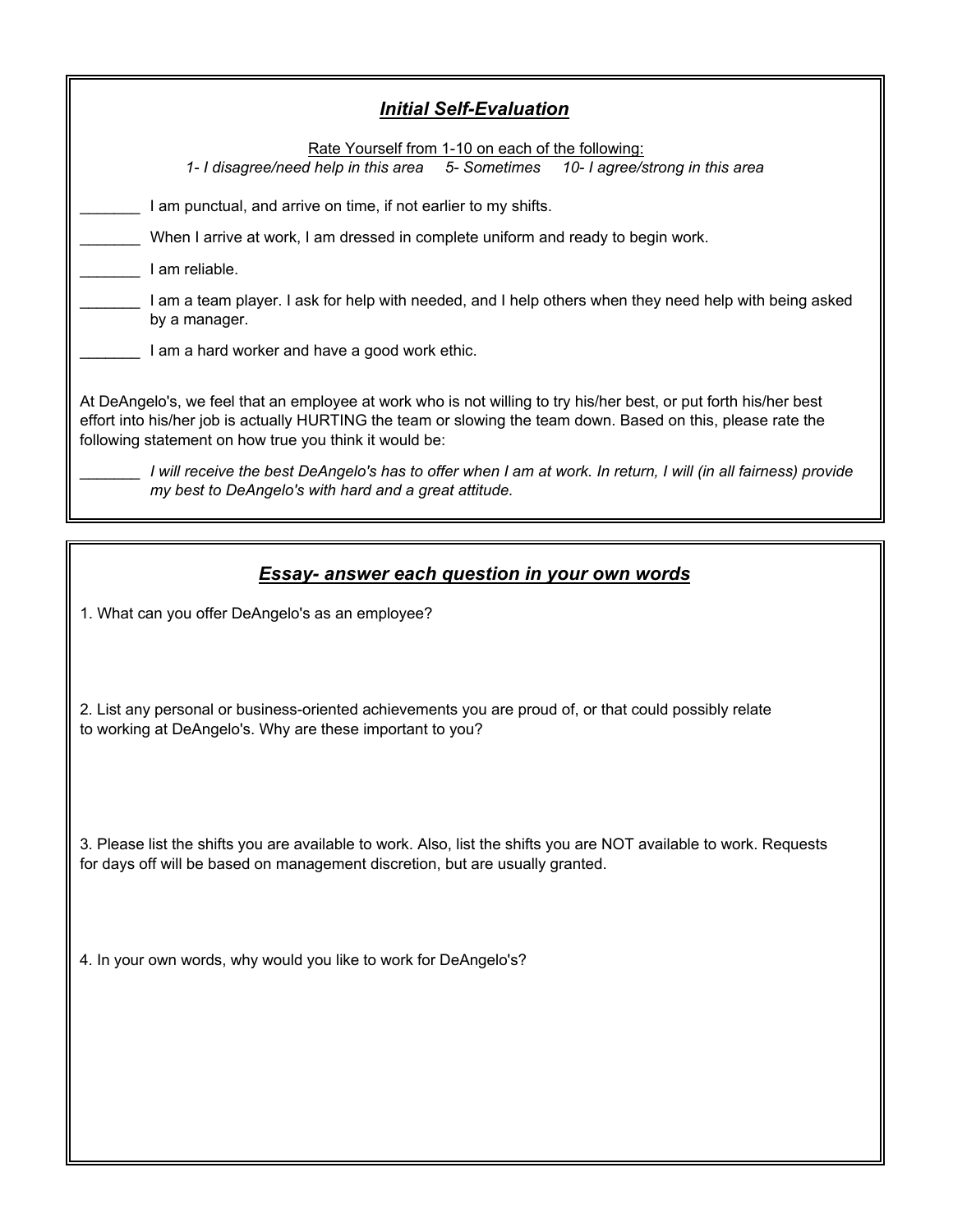## ***Initial Self-Evaluation***

Rate Yourself from 1-10 on each of the following:

*1- I disagree/need help in this area     5- Sometimes     10- I agree/strong in this area*

_______ I am punctual, and arrive on time, if not earlier to my shifts.

_______ When I arrive at work, I am dressed in complete uniform and ready to begin work.

_______ I am reliable.

_______ I am a team player. I ask for help with needed, and I help others when they need help with being asked by a manager.

_______ I am a hard worker and have a good work ethic.

At DeAngelo's, we feel that an employee at work who is not willing to try his/her best, or put forth his/her best effort into his/her job is actually HURTING the team or slowing the team down. Based on this, please rate the following statement on how true you think it would be:

_______ *I will receive the best DeAngelo's has to offer when I am at work. In return, I will (in all fairness) provide my best to DeAngelo's with hard and a great attitude.*

## ***Essay- answer each question in your own words***

1. What can you offer DeAngelo's as an employee?

2. List any personal or business-oriented achievements you are proud of, or that could possibly relate to working at DeAngelo's. Why are these important to you?

3. Please list the shifts you are available to work. Also, list the shifts you are NOT available to work. Requests for days off will be based on management discretion, but are usually granted.

4. In your own words, why would you like to work for DeAngelo's?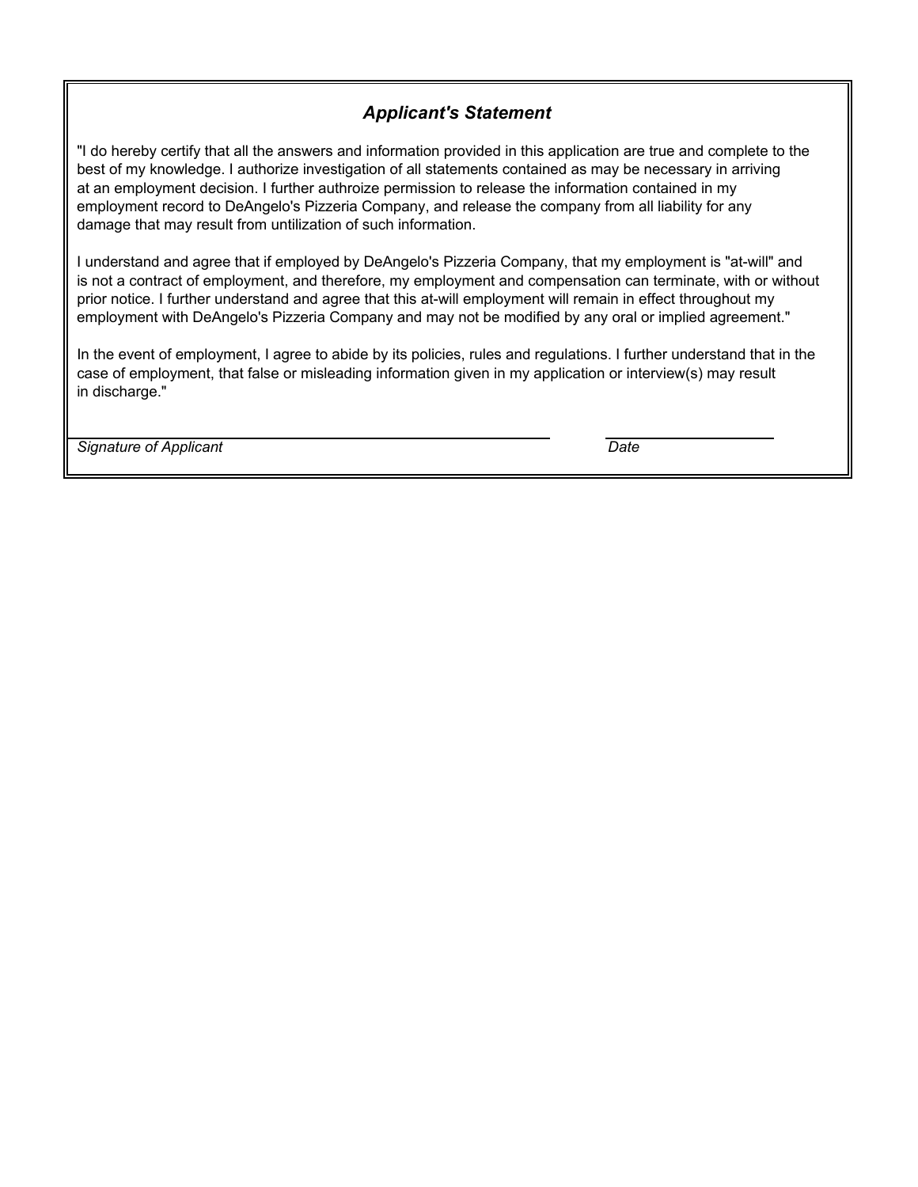## *Applicant's Statement*

"I do hereby certify that all the answers and information provided in this application are true and complete to the best of my knowledge. I authorize investigation of all statements contained as may be necessary in arriving at an employment decision. I further authroize permission to release the information contained in my employment record to DeAngelo's Pizzeria Company, and release the company from all liability for any damage that may result from untilization of such information.

I understand and agree that if employed by DeAngelo's Pizzeria Company, that my employment is "at-will" and is not a contract of employment, and therefore, my employment and compensation can terminate, with or without prior notice. I further understand and agree that this at-will employment will remain in effect throughout my employment with DeAngelo's Pizzeria Company and may not be modified by any oral or implied agreement."

In the event of employment, I agree to abide by its policies, rules and regulations. I further understand that in the case of employment, that false or misleading information given in my application or interview(s) may result in discharge."

*Signature of Applicant* \_\_\_\_\_\_\_\_\_\_\_\_\_\_\_\_\_\_\_\_ *Date* \_\_\_\_\_\_\_\_\_\_